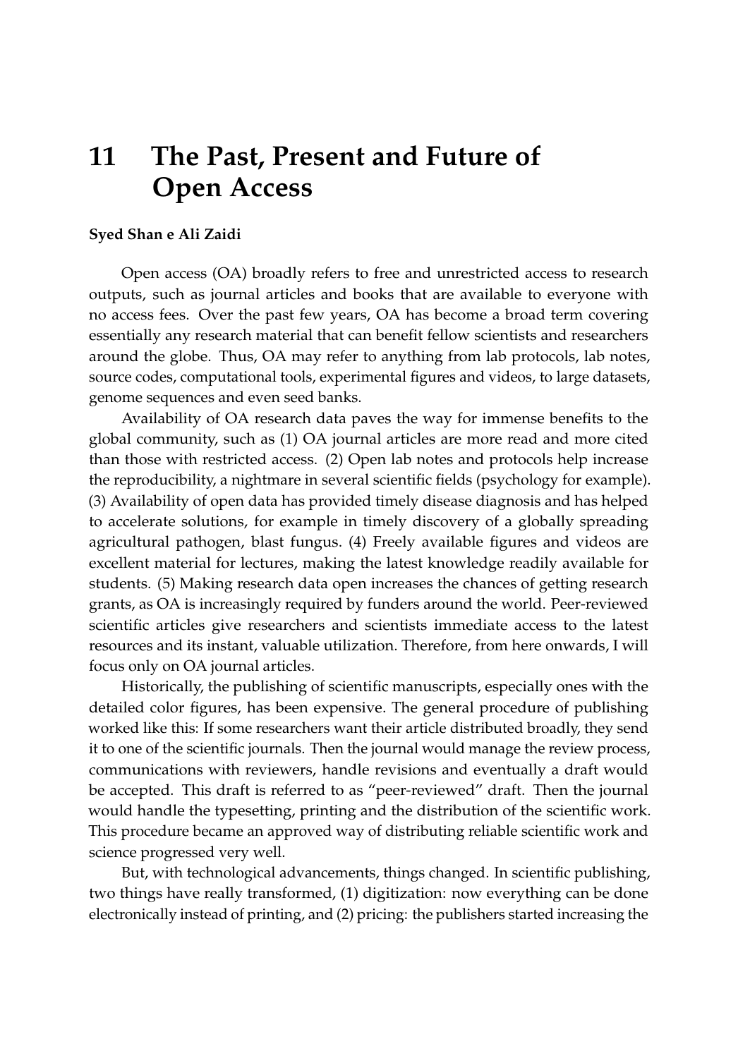# 11 The Past, Present and Future of Open Access

**Syed Shan e Ali Zaidi**

Open access (OA) broadly refers to free and unrestricted access to research outputs, such as journal articles and books that are available to everyone with no access fees. Over the past few years, OA has become a broad term covering essentially any research material that can benefit fellow scientists and researchers around the globe. Thus, OA may refer to anything from lab protocols, lab notes, source codes, computational tools, experimental figures and videos, to large datasets, genome sequences and even seed banks.

Availability of OA research data paves the way for immense benefits to the global community, such as (1) OA journal articles are more read and more cited than those with restricted access. (2) Open lab notes and protocols help increase the reproducibility, a nightmare in several scientific fields (psychology for example). (3) Availability of open data has provided timely disease diagnosis and has helped to accelerate solutions, for example in timely discovery of a globally spreading agricultural pathogen, blast fungus. (4) Freely available figures and videos are excellent material for lectures, making the latest knowledge readily available for students. (5) Making research data open increases the chances of getting research grants, as OA is increasingly required by funders around the world. Peer-reviewed scientific articles give researchers and scientists immediate access to the latest resources and its instant, valuable utilization. Therefore, from here onwards, I will focus only on OA journal articles.

Historically, the publishing of scientific manuscripts, especially ones with the detailed color figures, has been expensive. The general procedure of publishing worked like this: If some researchers want their article distributed broadly, they send it to one of the scientific journals. Then the journal would manage the review process, communications with reviewers, handle revisions and eventually a draft would be accepted. This draft is referred to as "peer-reviewed" draft. Then the journal would handle the typesetting, printing and the distribution of the scientific work. This procedure became an approved way of distributing reliable scientific work and science progressed very well.

But, with technological advancements, things changed. In scientific publishing, two things have really transformed, (1) digitization: now everything can be done electronically instead of printing, and (2) pricing: the publishers started increasing the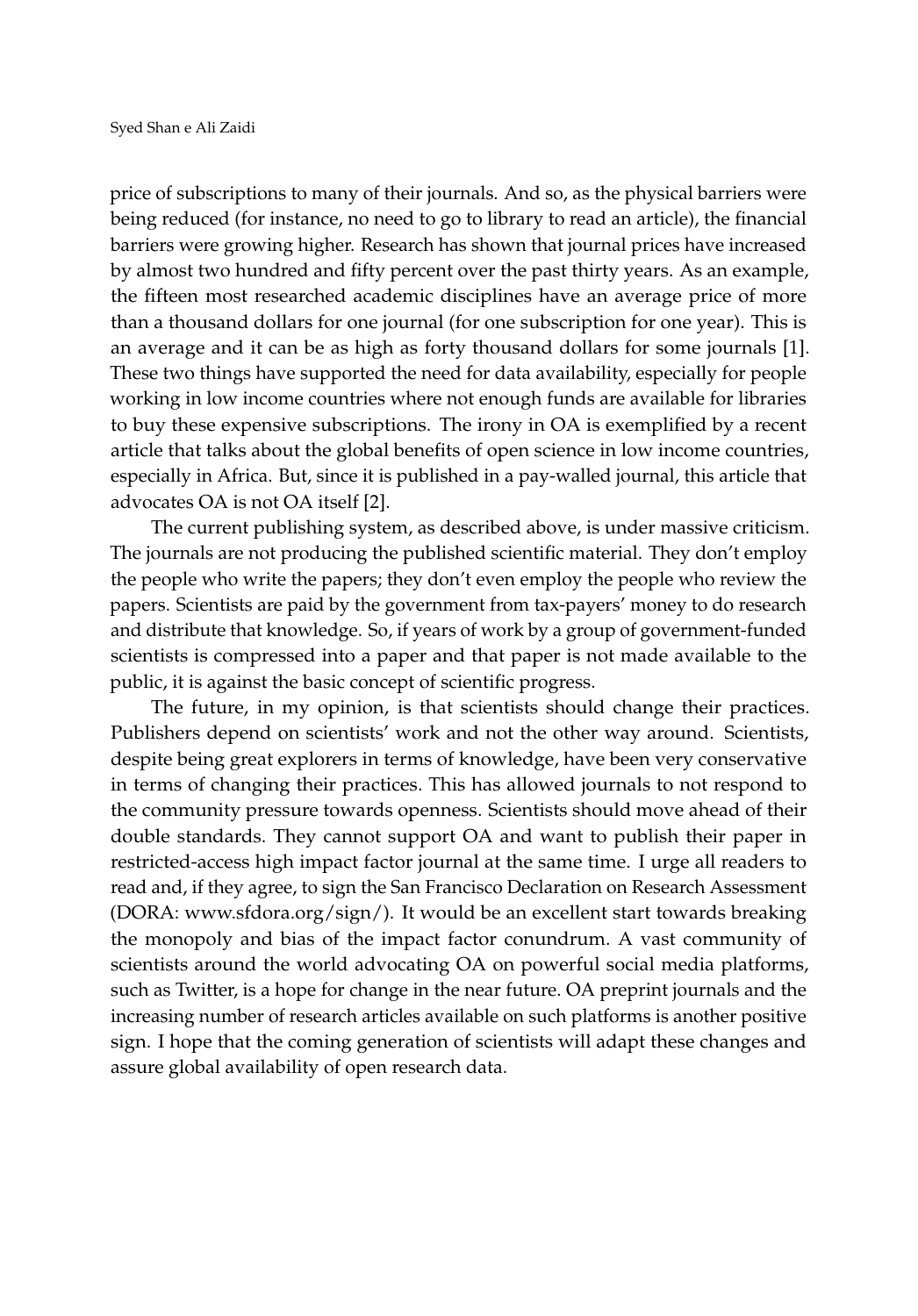price of subscriptions to many of their journals. And so, as the physical barriers were being reduced (for instance, no need to go to library to read an article), the financial barriers were growing higher. Research has shown that journal prices have increased by almost two hundred and fifty percent over the past thirty years. As an example, the fifteen most researched academic disciplines have an average price of more than a thousand dollars for one journal (for one subscription for one year). This is an average and it can be as high as forty thousand dollars for some journals [1]. These two things have supported the need for data availability, especially for people working in low income countries where not enough funds are available for libraries to buy these expensive subscriptions. The irony in OA is exemplified by a recent article that talks about the global benefits of open science in low income countries, especially in Africa. But, since it is published in a pay-walled journal, this article that advocates OA is not OA itself [2].

The current publishing system, as described above, is under massive criticism. The journals are not producing the published scientific material. They don't employ the people who write the papers; they don't even employ the people who review the papers. Scientists are paid by the government from tax-payers' money to do research and distribute that knowledge. So, if years of work by a group of government-funded scientists is compressed into a paper and that paper is not made available to the public, it is against the basic concept of scientific progress.

The future, in my opinion, is that scientists should change their practices. Publishers depend on scientists' work and not the other way around. Scientists, despite being great explorers in terms of knowledge, have been very conservative in terms of changing their practices. This has allowed journals to not respond to the community pressure towards openness. Scientists should move ahead of their double standards. They cannot support OA and want to publish their paper in restricted-access high impact factor journal at the same time. I urge all readers to read and, if they agree, to sign the San Francisco Declaration on Research Assessment (DORA: www.sfdora.org/sign/). It would be an excellent start towards breaking the monopoly and bias of the impact factor conundrum. A vast community of scientists around the world advocating OA on powerful social media platforms, such as Twitter, is a hope for change in the near future. OA preprint journals and the increasing number of research articles available on such platforms is another positive sign. I hope that the coming generation of scientists will adapt these changes and assure global availability of open research data.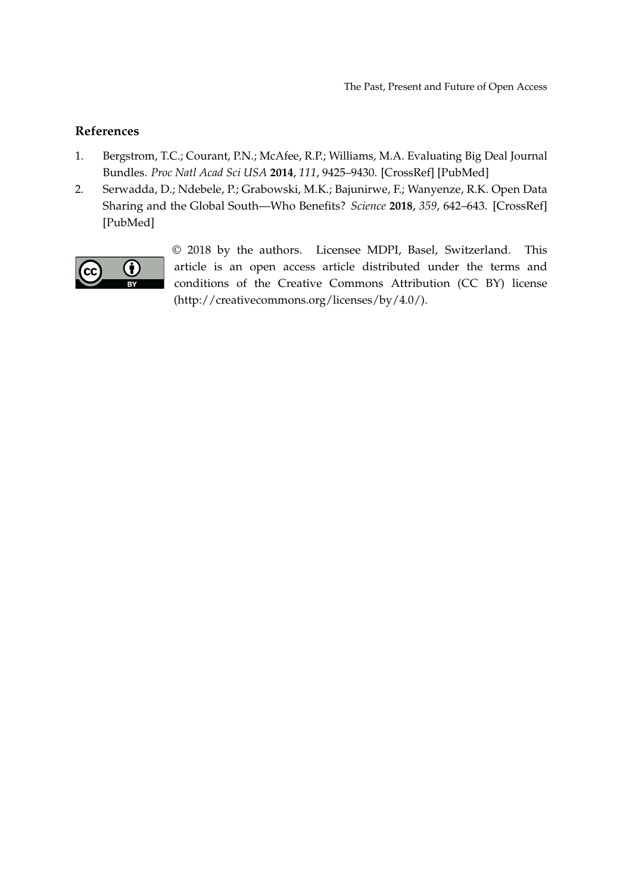## References

1. Bergstrom, T.C.; Courant, P.N.; McAfee, R.P.; Williams, M.A. Evaluating Big Deal Journal Bundles. *Proc Natl Acad Sci USA* **2014**, *111*, 9425–9430. [CrossRef] [PubMed]
2. Serwadda, D.; Ndebele, P.; Grabowski, M.K.; Bajunirwe, F.; Wanyenze, R.K. Open Data Sharing and the Global South—Who Benefits? *Science* **2018**, *359*, 642–643. [CrossRef] [PubMed]

© 2018 by the authors. Licensee MDPI, Basel, Switzerland. This article is an open access article distributed under the terms and conditions of the Creative Commons Attribution (CC BY) license (http://creativecommons.org/licenses/by/4.0/).